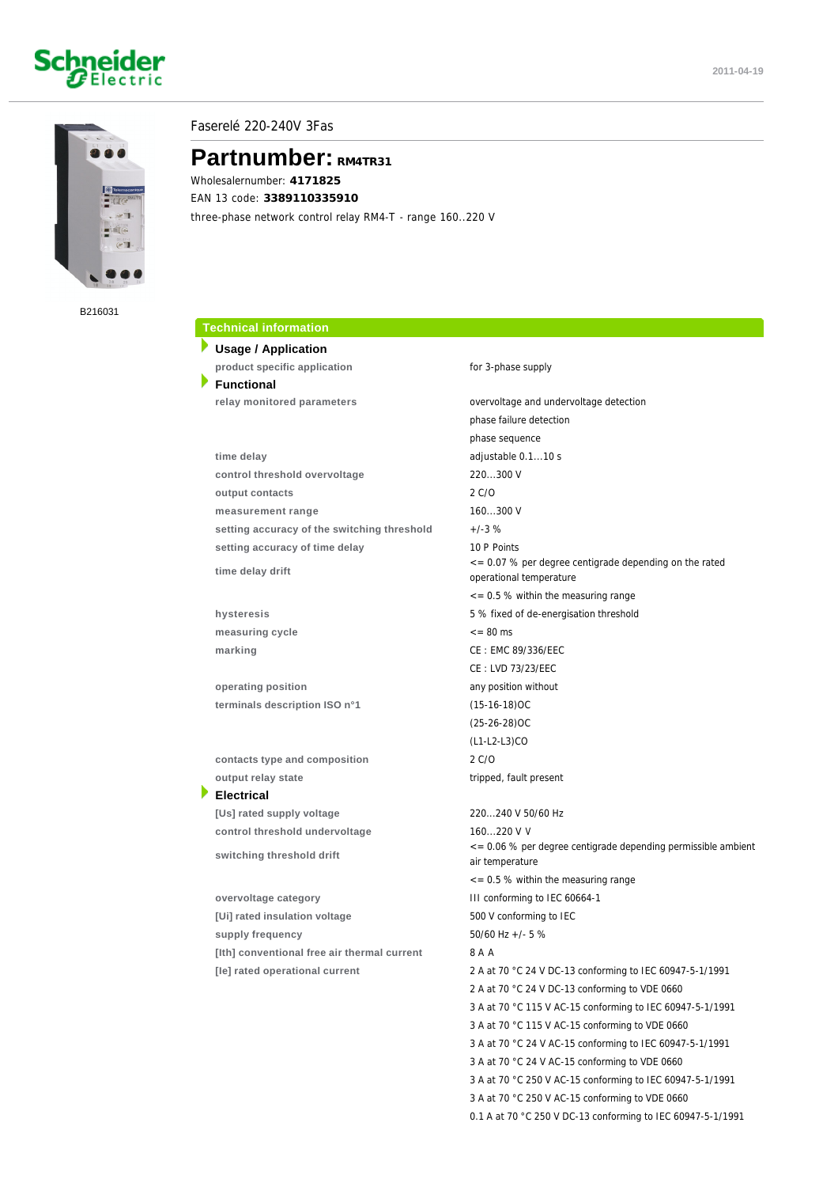Faserelé 220-240V 3Fas

# Partnumber: RM4TR31

Wholesalernumber: **4171825**

EAN 13 code: **3389110335910**

three-phase network control relay RM4-T - range 160..220 V

B216031

## Technical information

### Usage / Application

| | |
|---|---|
| product specific application | for 3-phase supply |

### Functional

| | |
|---|---|
| relay monitored parameters | overvoltage and undervoltage detection |
| | phase failure detection |
| | phase sequence |
| time delay | adjustable 0.1...10 s |
| control threshold overvoltage | 220...300 V |
| output contacts | 2 C/O |
| measurement range | 160...300 V |
| setting accuracy of the switching threshold | +/-3 % |
| setting accuracy of time delay | 10 P Points |
| time delay drift | <= 0.07 % per degree centigrade depending on the rated operational temperature |
| | <= 0.5 % within the measuring range |
| hysteresis | 5 % fixed of de-energisation threshold |
| measuring cycle | <= 80 ms |
| marking | CE : EMC 89/336/EEC |
| | CE : LVD 73/23/EEC |
| operating position | any position without |
| terminals description ISO n°1 | (15-16-18)OC |
| | (25-26-28)OC |
| | (L1-L2-L3)CO |
| contacts type and composition | 2 C/O |
| output relay state | tripped, fault present |

### Electrical

| | |
|---|---|
| [Us] rated supply voltage | 220...240 V 50/60 Hz |
| control threshold undervoltage | 160...220 V V |
| switching threshold drift | <= 0.06 % per degree centigrade depending permissible ambient air temperature |
| | <= 0.5 % within the measuring range |
| overvoltage category | III conforming to IEC 60664-1 |
| [Ui] rated insulation voltage | 500 V conforming to IEC |
| supply frequency | 50/60 Hz +/- 5 % |
| [Ith] conventional free air thermal current | 8 A A |
| [Ie] rated operational current | 2 A at 70 °C 24 V DC-13 conforming to IEC 60947-5-1/1991 |
| | 2 A at 70 °C 24 V DC-13 conforming to VDE 0660 |
| | 3 A at 70 °C 115 V AC-15 conforming to IEC 60947-5-1/1991 |
| | 3 A at 70 °C 115 V AC-15 conforming to VDE 0660 |
| | 3 A at 70 °C 24 V AC-15 conforming to IEC 60947-5-1/1991 |
| | 3 A at 70 °C 24 V AC-15 conforming to VDE 0660 |
| | 3 A at 70 °C 250 V AC-15 conforming to IEC 60947-5-1/1991 |
| | 3 A at 70 °C 250 V AC-15 conforming to VDE 0660 |
| | 0.1 A at 70 °C 250 V DC-13 conforming to IEC 60947-5-1/1991 |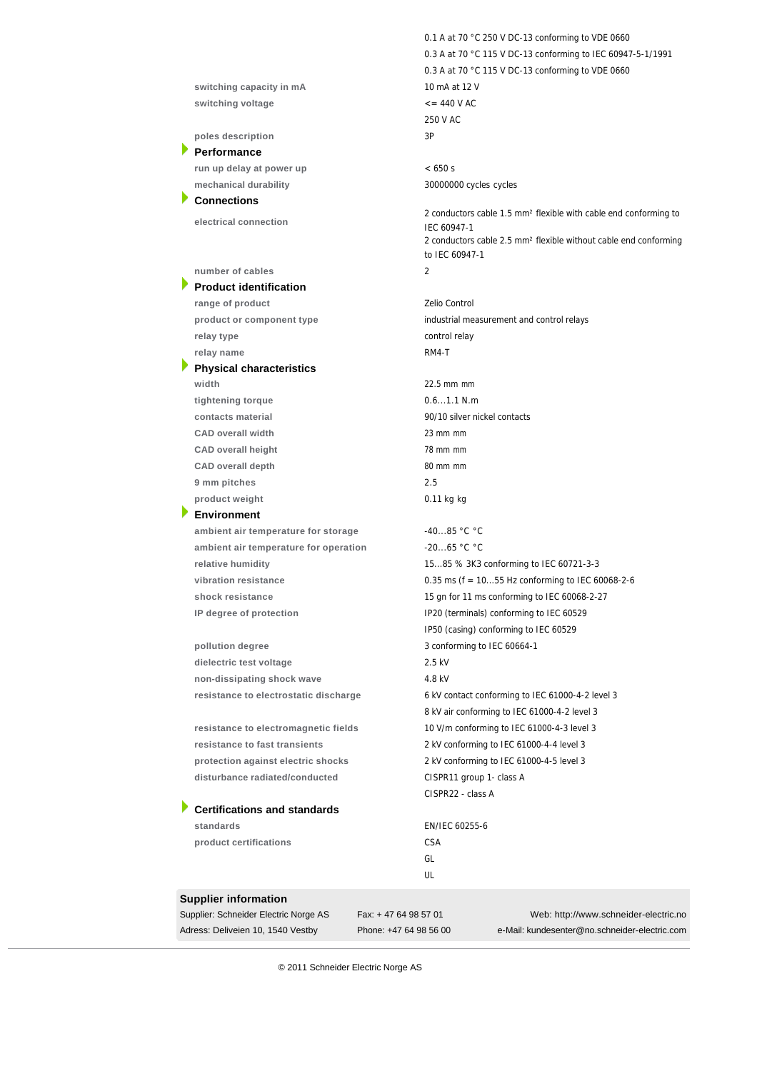| | |
|---|---|
| | 0.1 A at 70 °C 250 V DC-13 conforming to VDE 0660 |
| | 0.3 A at 70 °C 115 V DC-13 conforming to IEC 60947-5-1/1991 |
| | 0.3 A at 70 °C 115 V DC-13 conforming to VDE 0660 |
| switching capacity in mA | 10 mA at 12 V |
| switching voltage | <= 440 V AC |
| | 250 V AC |
| poles description | 3P |

## Performance

| | |
|---|---|
| run up delay at power up | < 650 s |
| mechanical durability | 30000000 cycles cycles |

## Connections

| | |
|---|---|
| electrical connection | 2 conductors cable 1.5 mm² flexible with cable end conforming to IEC 60947-1<br>2 conductors cable 2.5 mm² flexible without cable end conforming to IEC 60947-1 |
| number of cables | 2 |

## Product identification

| | |
|---|---|
| range of product | Zelio Control |
| product or component type | industrial measurement and control relays |
| relay type | control relay |
| relay name | RM4-T |

## Physical characteristics

| | |
|---|---|
| width | 22.5 mm mm |
| tightening torque | 0.6...1.1 N.m |
| contacts material | 90/10 silver nickel contacts |
| CAD overall width | 23 mm mm |
| CAD overall height | 78 mm mm |
| CAD overall depth | 80 mm mm |
| 9 mm pitches | 2.5 |
| product weight | 0.11 kg kg |

## Environment

| | |
|---|---|
| ambient air temperature for storage | -40...85 °C °C |
| ambient air temperature for operation | -20...65 °C °C |
| relative humidity | 15...85 % 3K3 conforming to IEC 60721-3-3 |
| vibration resistance | 0.35 ms (f = 10...55 Hz conforming to IEC 60068-2-6 |
| shock resistance | 15 gn for 11 ms conforming to IEC 60068-2-27 |
| IP degree of protection | IP20 (terminals) conforming to IEC 60529 |
| | IP50 (casing) conforming to IEC 60529 |
| pollution degree | 3 conforming to IEC 60664-1 |
| dielectric test voltage | 2.5 kV |
| non-dissipating shock wave | 4.8 kV |
| resistance to electrostatic discharge | 6 kV contact conforming to IEC 61000-4-2 level 3 |
| | 8 kV air conforming to IEC 61000-4-2 level 3 |
| resistance to electromagnetic fields | 10 V/m conforming to IEC 61000-4-3 level 3 |
| resistance to fast transients | 2 kV conforming to IEC 61000-4-4 level 3 |
| protection against electric shocks | 2 kV conforming to IEC 61000-4-5 level 3 |
| disturbance radiated/conducted | CISPR11 group 1- class A |
| | CISPR22 - class A |

## Certifications and standards

| | |
|---|---|
| standards | EN/IEC 60255-6 |
| product certifications | CSA |
| | GL |
| | UL |

## Supplier information

| | | |
|---|---|---|
| Supplier: Schneider Electric Norge AS | Fax: + 47 64 98 57 01 | Web: http://www.schneider-electric.no |
| Adress: Deliveien 10, 1540 Vestby | Phone: +47 64 98 56 00 | e-Mail: kundesenter@no.schneider-electric.com |

© 2011 Schneider Electric Norge AS